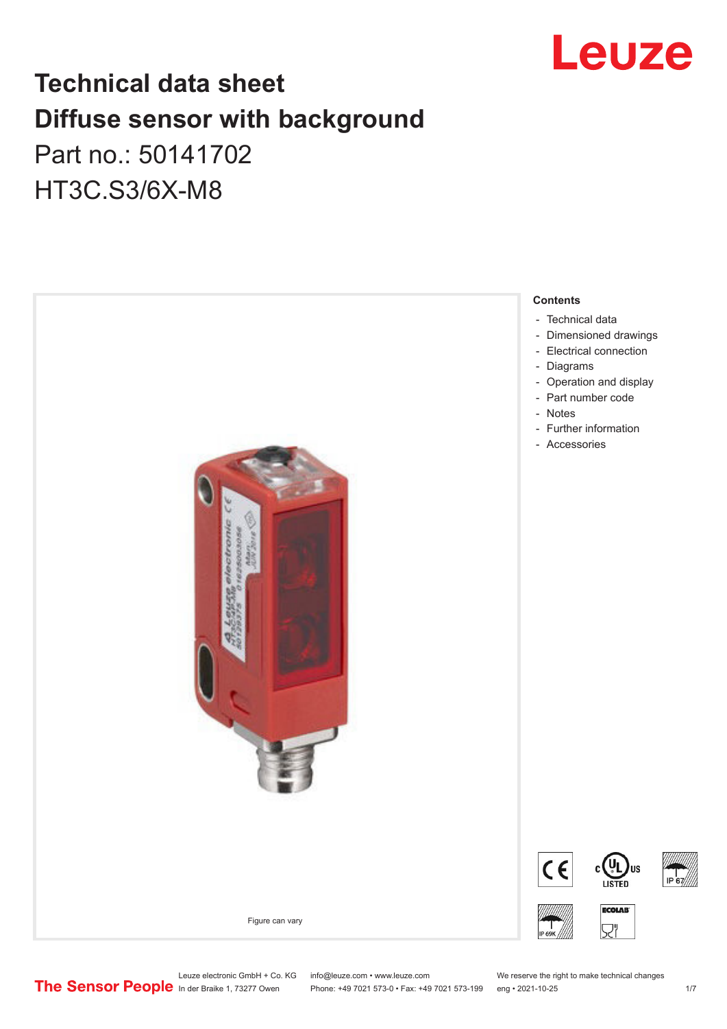# Technical data sheet
# Diffuse sensor with background

Part no.: 50141702

HT3C.S3/6X-M8

Figure can vary

**Contents**

- Technical data
- Dimensioned drawings
- Electrical connection
- Diagrams
- Operation and display
- Part number code
- Notes
- Further information
- Accessories

Leuze electronic GmbH + Co. KG
In der Braike 1, 73277 Owen

info@leuze.com • www.leuze.com
Phone: +49 7021 573-0 • Fax: +49 7021 573-199

We reserve the right to make technical changes
eng • 2021-10-25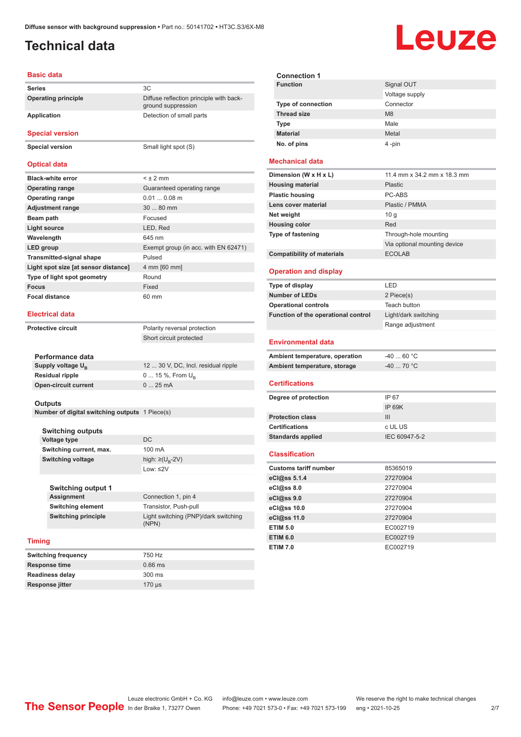# Technical data

## Basic data

| | |
|---|---|
| Series | 3C |
| Operating principle | Diffuse reflection principle with background suppression |
| Application | Detection of small parts |

## Special version

| | |
|---|---|
| Special version | Small light spot (S) |

## Optical data

| | |
|---|---|
| Black-white error | < ± 2 mm |
| Operating range | Guaranteed operating range |
| Operating range | 0.01 ... 0.08 m |
| Adjustment range | 30 ... 80 mm |
| Beam path | Focused |
| Light source | LED, Red |
| Wavelength | 645 nm |
| LED group | Exempt group (in acc. with EN 62471) |
| Transmitted-signal shape | Pulsed |
| Light spot size [at sensor distance] | 4 mm [60 mm] |
| Type of light spot geometry | Round |
| Focus | Fixed |
| Focal distance | 60 mm |

## Electrical data

| | |
|---|---|
| Protective circuit | Polarity reversal protection |
| | Short circuit protected |

### Performance data

| | |
|---|---|
| Supply voltage $U_B$ | 12 ... 30 V, DC, Incl. residual ripple |
| Residual ripple | 0 ... 15 %, From $U_B$ |
| Open-circuit current | 0 ... 25 mA |

### Outputs

| | |
|---|---|
| Number of digital switching outputs | 1 Piece(s) |

### Switching outputs

| | |
|---|---|
| Voltage type | DC |
| Switching current, max. | 100 mA |
| Switching voltage | high: ≥($U_B$-2V) |
| | Low: ≤2V |

### Switching output 1

| | |
|---|---|
| Assignment | Connection 1, pin 4 |
| Switching element | Transistor, Push-pull |
| Switching principle | Light switching (PNP)/dark switching (NPN) |

## Timing

| | |
|---|---|
| Switching frequency | 750 Hz |
| Response time | 0.66 ms |
| Readiness delay | 300 ms |
| Response jitter | 170 µs |

### Connection 1

| | |
|---|---|
| Function | Signal OUT |
| | Voltage supply |
| Type of connection | Connector |
| Thread size | M8 |
| Type | Male |
| Material | Metal |
| No. of pins | 4 -pin |

## Mechanical data

| | |
|---|---|
| Dimension (W x H x L) | 11.4 mm x 34.2 mm x 18.3 mm |
| Housing material | Plastic |
| Plastic housing | PC-ABS |
| Lens cover material | Plastic / PMMA |
| Net weight | 10 g |
| Housing color | Red |
| Type of fastening | Through-hole mounting |
| | Via optional mounting device |
| Compatibility of materials | ECOLAB |

## Operation and display

| | |
|---|---|
| Type of display | LED |
| Number of LEDs | 2 Piece(s) |
| Operational controls | Teach button |
| Function of the operational control | Light/dark switching |
| | Range adjustment |

## Environmental data

| | |
|---|---|
| Ambient temperature, operation | -40 ... 60 °C |
| Ambient temperature, storage | -40 ... 70 °C |

## Certifications

| | |
|---|---|
| Degree of protection | IP 67 |
| | IP 69K |
| Protection class | III |
| Certifications | c UL US |
| Standards applied | IEC 60947-5-2 |

## Classification

| | |
|---|---|
| Customs tariff number | 85365019 |
| eCl@ss 5.1.4 | 27270904 |
| eCl@ss 8.0 | 27270904 |
| eCl@ss 9.0 | 27270904 |
| eCl@ss 10.0 | 27270904 |
| eCl@ss 11.0 | 27270904 |
| ETIM 5.0 | EC002719 |
| ETIM 6.0 | EC002719 |
| ETIM 7.0 | EC002719 |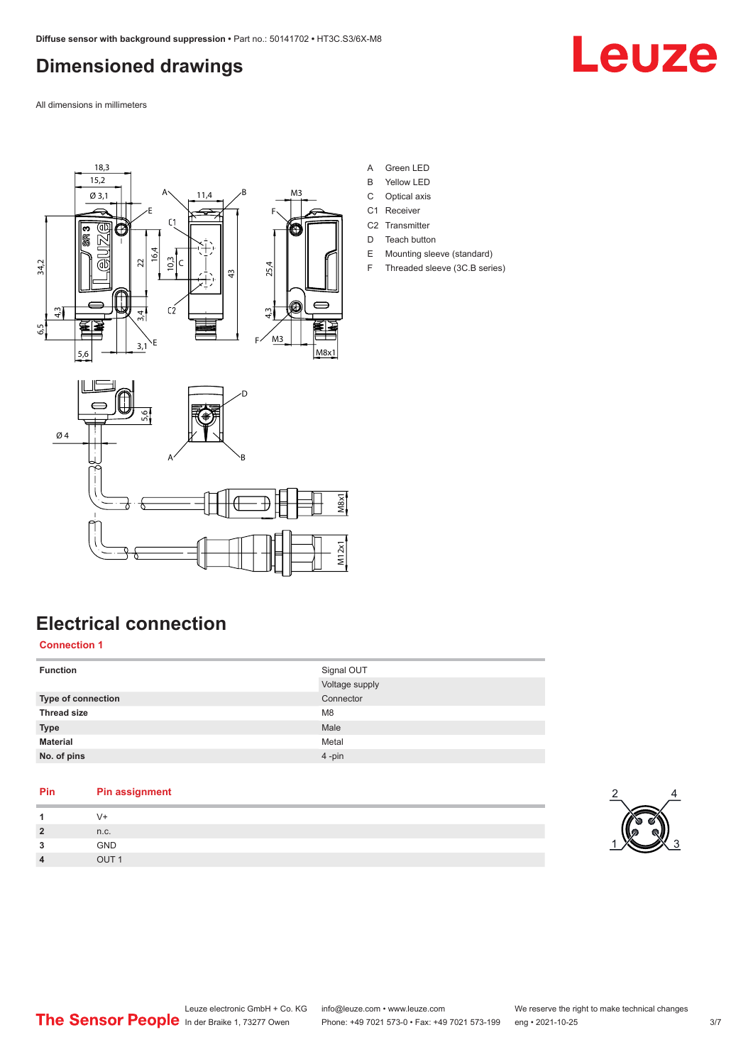# Dimensioned drawings

All dimensions in millimeters

- A Green LED
- B Yellow LED
- C Optical axis
- C1 Receiver
- C2 Transmitter
- D Teach button
- E Mounting sleeve (standard)
- F Threaded sleeve (3C.B series)

# Electrical connection

## Connection 1

| | |
|---|---|
| **Function** | Signal OUT |
| | Voltage supply |
| **Type of connection** | Connector |
| **Thread size** | M8 |
| **Type** | Male |
| **Material** | Metal |
| **No. of pins** | 4 -pin |

| Pin | Pin assignment |
|---|---|
| **1** | V+ |
| **2** | n.c. |
| **3** | GND |
| **4** | OUT 1 |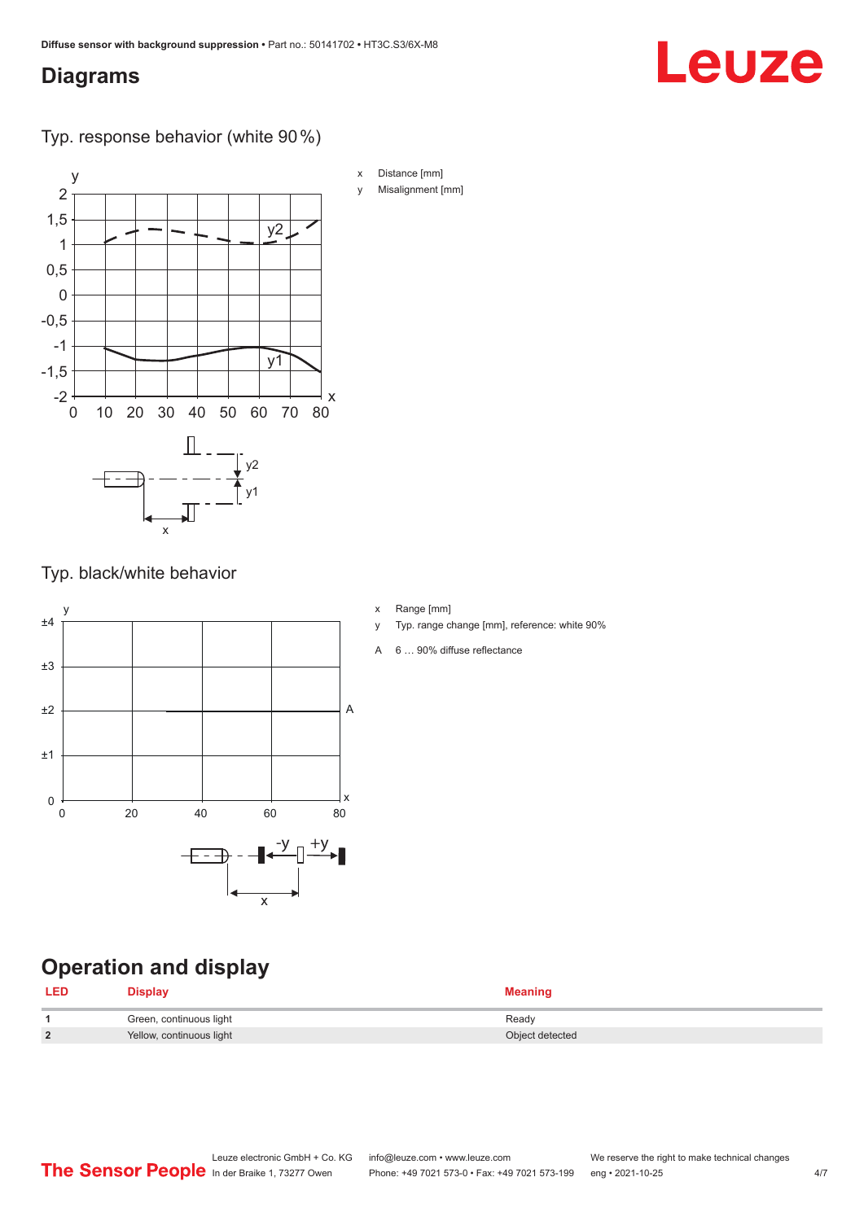## Diagrams

Typ. response behavior (white 90 %)

x Distance [mm]

y Misalignment [mm]

Typ. black/white behavior

x Range [mm]

y Typ. range change [mm], reference: white 90%

A 6 … 90% diffuse reflectance

## Operation and display

| LED | Display | Meaning |
|---|---|---|
| 1 | Green, continuous light | Ready |
| 2 | Yellow, continuous light | Object detected |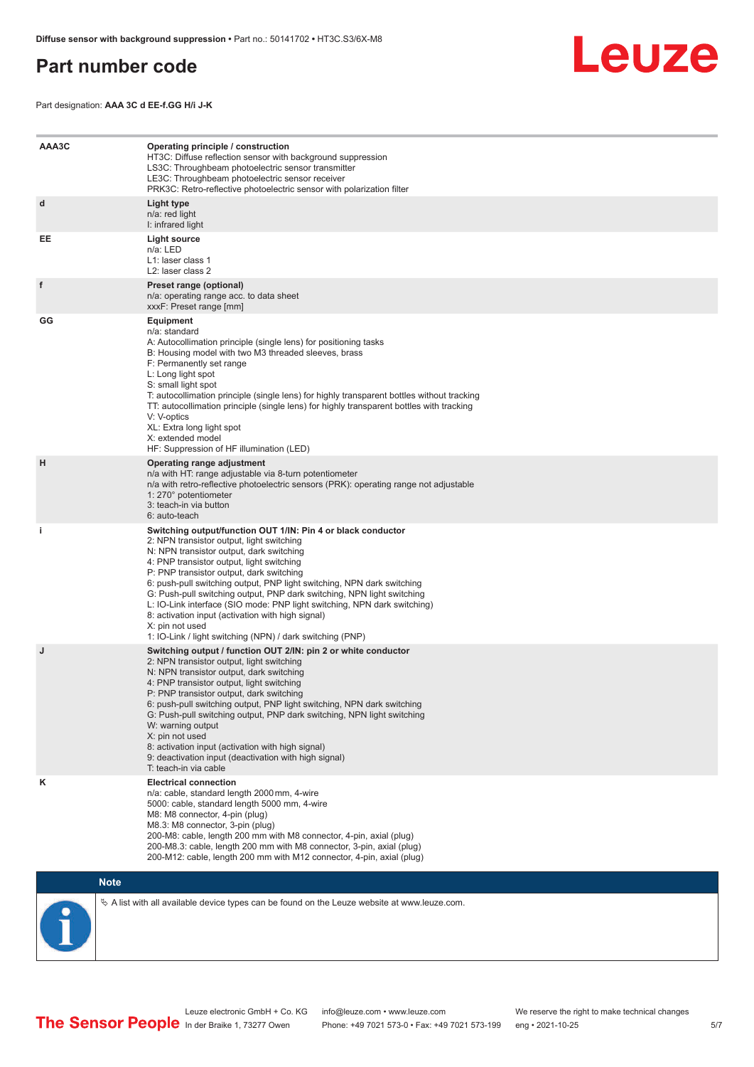# Part number code

Part designation: **AAA 3C d EE-f.GG H/i J-K**

| | |
|---|---|
| **AAA3C** | **Operating principle / construction**<br>HT3C: Diffuse reflection sensor with background suppression<br>LS3C: Throughbeam photoelectric sensor transmitter<br>LE3C: Throughbeam photoelectric sensor receiver<br>PRK3C: Retro-reflective photoelectric sensor with polarization filter |
| **d** | **Light type**<br>n/a: red light<br>I: infrared light |
| **EE** | **Light source**<br>n/a: LED<br>L1: laser class 1<br>L2: laser class 2 |
| **f** | **Preset range (optional)**<br>n/a: operating range acc. to data sheet<br>xxxF: Preset range [mm] |
| **GG** | **Equipment**<br>n/a: standard<br>A: Autocollimation principle (single lens) for positioning tasks<br>B: Housing model with two M3 threaded sleeves, brass<br>F: Permanently set range<br>L: Long light spot<br>S: small light spot<br>T: autocollimation principle (single lens) for highly transparent bottles without tracking<br>TT: autocollimation principle (single lens) for highly transparent bottles with tracking<br>V: V-optics<br>XL: Extra long light spot<br>X: extended model<br>HF: Suppression of HF illumination (LED) |
| **H** | **Operating range adjustment**<br>n/a with HT: range adjustable via 8-turn potentiometer<br>n/a with retro-reflective photoelectric sensors (PRK): operating range not adjustable<br>1: 270° potentiometer<br>3: teach-in via button<br>6: auto-teach |
| **i** | **Switching output/function OUT 1/IN: Pin 4 or black conductor**<br>2: NPN transistor output, light switching<br>N: NPN transistor output, dark switching<br>4: PNP transistor output, light switching<br>P: PNP transistor output, dark switching<br>6: push-pull switching output, PNP light switching, NPN dark switching<br>G: Push-pull switching output, PNP dark switching, NPN light switching<br>L: IO-Link interface (SIO mode: PNP light switching, NPN dark switching)<br>8: activation input (activation with high signal)<br>X: pin not used<br>1: IO-Link / light switching (NPN) / dark switching (PNP) |
| **J** | **Switching output / function OUT 2/IN: pin 2 or white conductor**<br>2: NPN transistor output, light switching<br>N: NPN transistor output, dark switching<br>4: PNP transistor output, light switching<br>P: PNP transistor output, dark switching<br>6: push-pull switching output, PNP light switching, NPN dark switching<br>G: Push-pull switching output, PNP dark switching, NPN light switching<br>W: warning output<br>X: pin not used<br>8: activation input (activation with high signal)<br>9: deactivation input (deactivation with high signal)<br>T: teach-in via cable |
| **K** | **Electrical connection**<br>n/a: cable, standard length 2000 mm, 4-wire<br>5000: cable, standard length 5000 mm, 4-wire<br>M8: M8 connector, 4-pin (plug)<br>M8.3: M8 connector, 3-pin (plug)<br>200-M8: cable, length 200 mm with M8 connector, 4-pin, axial (plug)<br>200-M8.3: cable, length 200 mm with M8 connector, 3-pin, axial (plug)<br>200-M12: cable, length 200 mm with M12 connector, 4-pin, axial (plug) |

**Note**

A list with all available device types can be found on the Leuze website at www.leuze.com.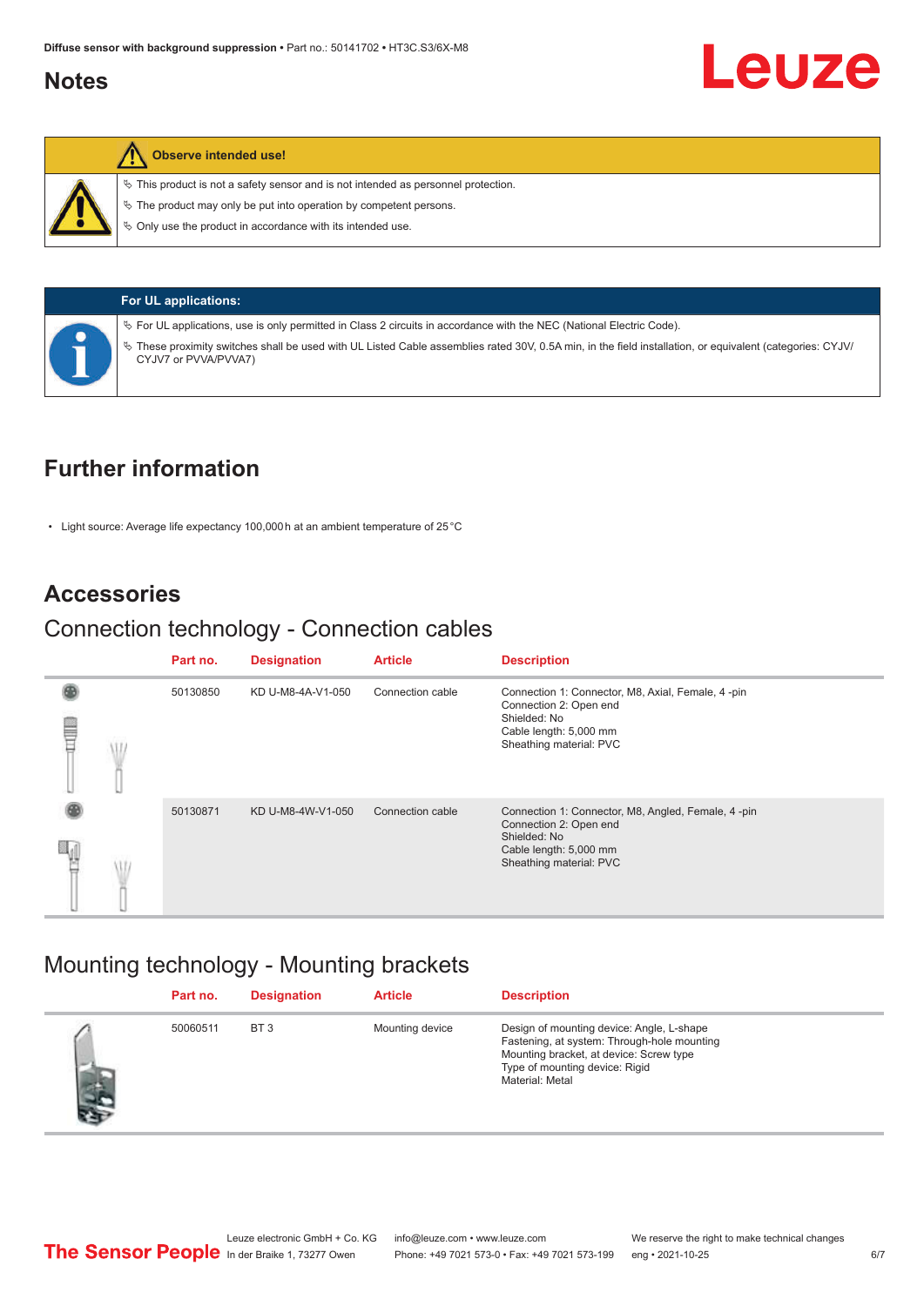# Notes

**Observe intended use!**

- This product is not a safety sensor and is not intended as personnel protection.
- The product may only be put into operation by competent persons.
- Only use the product in accordance with its intended use.

**For UL applications:**

- For UL applications, use is only permitted in Class 2 circuits in accordance with the NEC (National Electric Code).
- These proximity switches shall be used with UL Listed Cable assemblies rated 30V, 0.5A min, in the field installation, or equivalent (categories: CYJV/CYJV7 or PVVA/PVVA7)

# Further information

- Light source: Average life expectancy 100,000 h at an ambient temperature of 25 °C

# Accessories

## Connection technology - Connection cables

| Part no. | Designation | Article | Description |
| --- | --- | --- | --- |
| 50130850 | KD U-M8-4A-V1-050 | Connection cable | Connection 1: Connector, M8, Axial, Female, 4 -pin<br>Connection 2: Open end<br>Shielded: No<br>Cable length: 5,000 mm<br>Sheathing material: PVC |
| 50130871 | KD U-M8-4W-V1-050 | Connection cable | Connection 1: Connector, M8, Angled, Female, 4 -pin<br>Connection 2: Open end<br>Shielded: No<br>Cable length: 5,000 mm<br>Sheathing material: PVC |

## Mounting technology - Mounting brackets

| Part no. | Designation | Article | Description |
| --- | --- | --- | --- |
| 50060511 | BT 3 | Mounting device | Design of mounting device: Angle, L-shape<br>Fastening, at system: Through-hole mounting<br>Mounting bracket, at device: Screw type<br>Type of mounting device: Rigid<br>Material: Metal |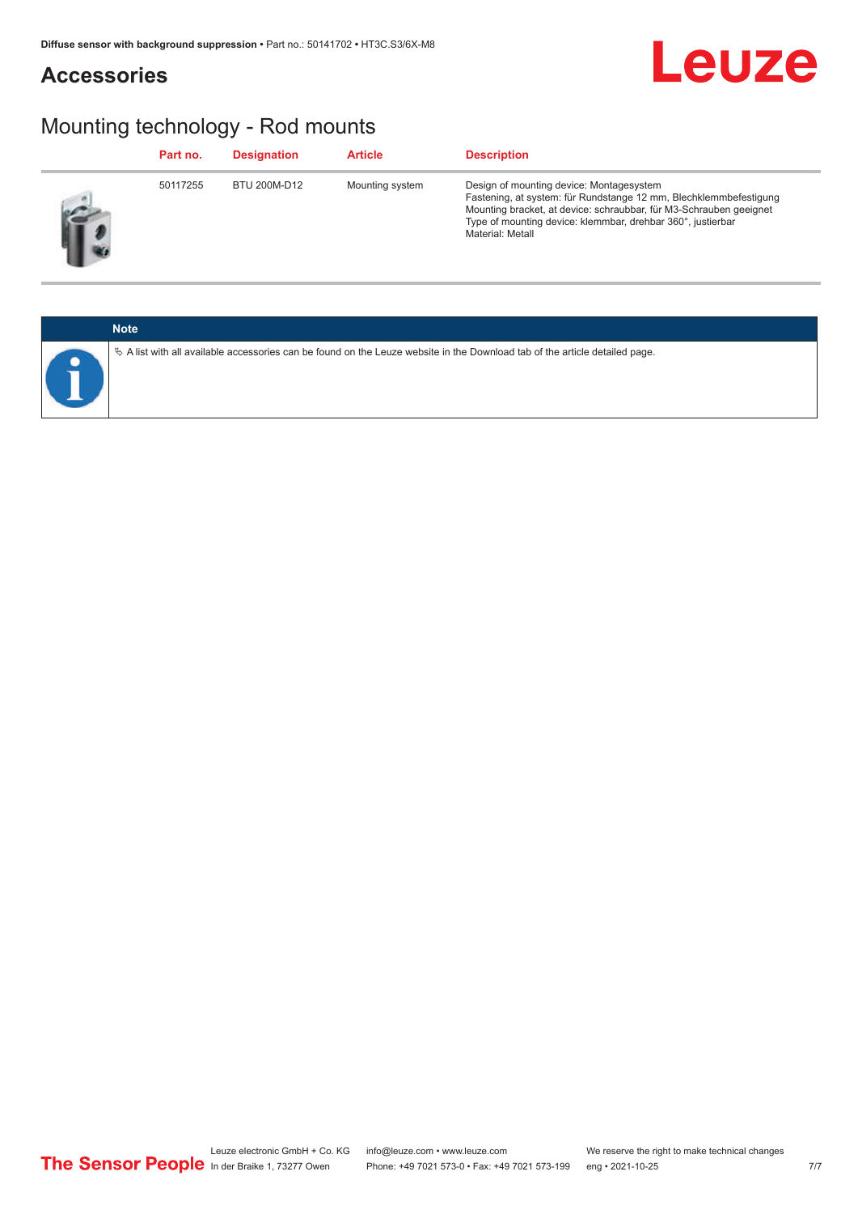## Accessories

# Mounting technology - Rod mounts

| | Part no. | Designation | Article | Description |
|---|---|---|---|---|
| | 50117255 | BTU 200M-D12 | Mounting system | Design of mounting device: Montagesystem<br>Fastening, at system: für Rundstange 12 mm, Blechklemmbefestigung<br>Mounting bracket, at device: schraubbar, für M3-Schrauben geeignet<br>Type of mounting device: klemmbar, drehbar 360°, justierbar<br>Material: Metall |

**Note**

↳ A list with all available accessories can be found on the Leuze website in the Download tab of the article detailed page.